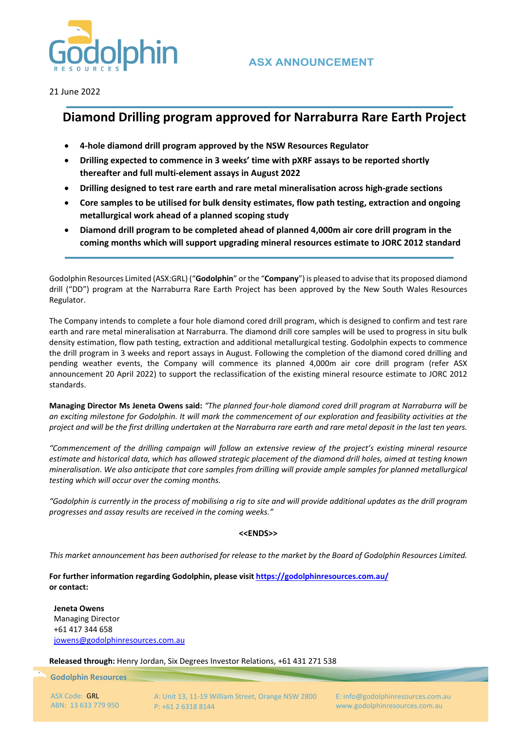ASX ANNOUNCEMENT

21 June 2022

# Diamond Drilling program approved for Narraburra Rare Earth Project

- **4-hole diamond drill program approved by the NSW Resources Regulator**
- **Drilling expected to commence in 3 weeks' time with pXRF assays to be reported shortly thereafter and full multi-element assays in August 2022**
- **Drilling designed to test rare earth and rare metal mineralisation across high-grade sections**
- **Core samples to be utilised for bulk density estimates, flow path testing, extraction and ongoing metallurgical work ahead of a planned scoping study**
- **Diamond drill program to be completed ahead of planned 4,000m air core drill program in the coming months which will support upgrading mineral resources estimate to JORC 2012 standard**

Godolphin Resources Limited (ASX:GRL) ("**Godolphin**" or the "**Company**") is pleased to advise that its proposed diamond drill ("DD") program at the Narraburra Rare Earth Project has been approved by the New South Wales Resources Regulator.

The Company intends to complete a four hole diamond cored drill program, which is designed to confirm and test rare earth and rare metal mineralisation at Narraburra. The diamond drill core samples will be used to progress in situ bulk density estimation, flow path testing, extraction and additional metallurgical testing. Godolphin expects to commence the drill program in 3 weeks and report assays in August. Following the completion of the diamond cored drilling and pending weather events, the Company will commence its planned 4,000m air core drill program (refer ASX announcement 20 April 2022) to support the reclassification of the existing mineral resource estimate to JORC 2012 standards.

**Managing Director Ms Jeneta Owens said:** *"The planned four-hole diamond cored drill program at Narraburra will be an exciting milestone for Godolphin. It will mark the commencement of our exploration and feasibility activities at the project and will be the first drilling undertaken at the Narraburra rare earth and rare metal deposit in the last ten years.*

*"Commencement of the drilling campaign will follow an extensive review of the project's existing mineral resource estimate and historical data, which has allowed strategic placement of the diamond drill holes, aimed at testing known mineralisation. We also anticipate that core samples from drilling will provide ample samples for planned metallurgical testing which will occur over the coming months.*

*"Godolphin is currently in the process of mobilising a rig to site and will provide additional updates as the drill program progresses and assay results are received in the coming weeks."*

**<<ENDS>>**

*This market announcement has been authorised for release to the market by the Board of Godolphin Resources Limited.*

**For further information regarding Godolphin, please visit [https://godolphinresources.com.au/](https://godolphinresources.com.au/) or contact:**

**Jeneta Owens**
Managing Director
+61 417 344 658
[jowens@godolphinresources.com.au](mailto:jowens@godolphinresources.com.au)

**Released through:** Henry Jordan, Six Degrees Investor Relations, +61 431 271 538

Godolphin Resources

ASX Code: GRL
ABN: 13 633 779 950

A: Unit 13, 11-19 William Street, Orange NSW 2800
P: +61 2 6318 8144

E: info@godolphinresources.com.au
www.godolphinresources.com.au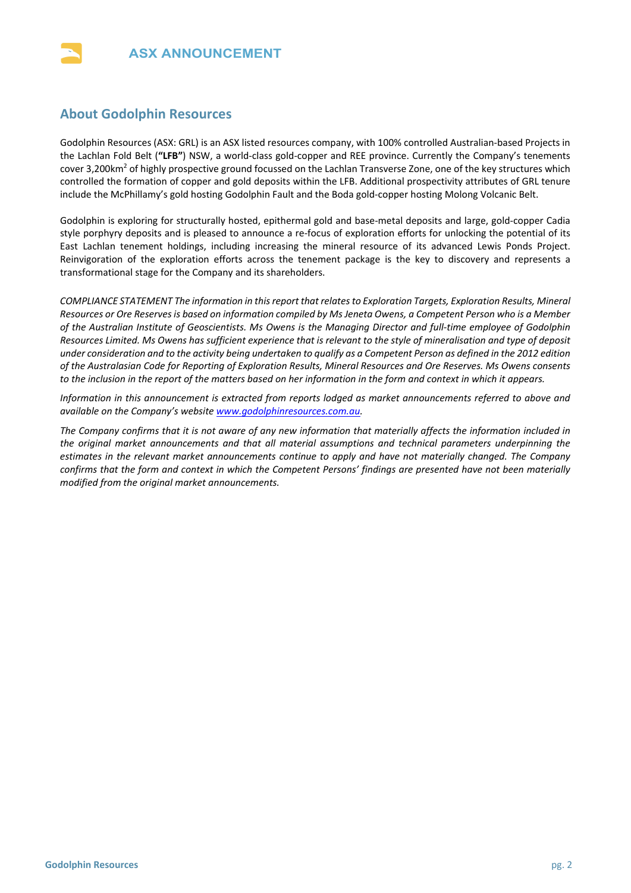## About Godolphin Resources

Godolphin Resources (ASX: GRL) is an ASX listed resources company, with 100% controlled Australian-based Projects in the Lachlan Fold Belt (**"LFB"**) NSW, a world-class gold-copper and REE province. Currently the Company's tenements cover 3,200km$^2$ of highly prospective ground focussed on the Lachlan Transverse Zone, one of the key structures which controlled the formation of copper and gold deposits within the LFB. Additional prospectivity attributes of GRL tenure include the McPhillamy's gold hosting Godolphin Fault and the Boda gold-copper hosting Molong Volcanic Belt.

Godolphin is exploring for structurally hosted, epithermal gold and base-metal deposits and large, gold-copper Cadia style porphyry deposits and is pleased to announce a re-focus of exploration efforts for unlocking the potential of its East Lachlan tenement holdings, including increasing the mineral resource of its advanced Lewis Ponds Project. Reinvigoration of the exploration efforts across the tenement package is the key to discovery and represents a transformational stage for the Company and its shareholders.

*COMPLIANCE STATEMENT The information in this report that relates to Exploration Targets, Exploration Results, Mineral Resources or Ore Reserves is based on information compiled by Ms Jeneta Owens, a Competent Person who is a Member of the Australian Institute of Geoscientists. Ms Owens is the Managing Director and full-time employee of Godolphin Resources Limited. Ms Owens has sufficient experience that is relevant to the style of mineralisation and type of deposit under consideration and to the activity being undertaken to qualify as a Competent Person as defined in the 2012 edition of the Australasian Code for Reporting of Exploration Results, Mineral Resources and Ore Reserves. Ms Owens consents to the inclusion in the report of the matters based on her information in the form and context in which it appears.*

*Information in this announcement is extracted from reports lodged as market announcements referred to above and available on the Company's website [www.godolphinresources.com.au](http://www.godolphinresources.com.au).*

*The Company confirms that it is not aware of any new information that materially affects the information included in the original market announcements and that all material assumptions and technical parameters underpinning the estimates in the relevant market announcements continue to apply and have not materially changed. The Company confirms that the form and context in which the Competent Persons' findings are presented have not been materially modified from the original market announcements.*